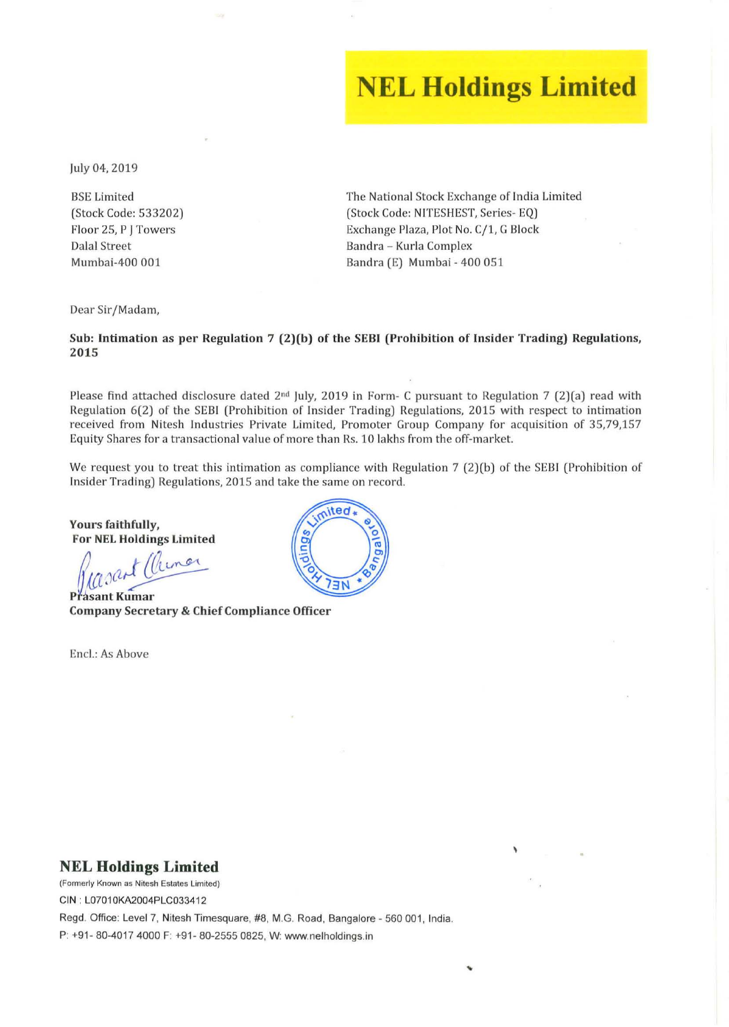# NEL Holdings Limited

July 04, 2019

BSE Limited
(Stock Code: 533202)
Floor 25, P J Towers
Dalal Street
Mumbai-400 001

The National Stock Exchange of India Limited
(Stock Code: NITESHEST, Series- EQ)
Exchange Plaza, Plot No. C/1, G Block
Bandra – Kurla Complex
Bandra (E) Mumbai - 400 051

Dear Sir/Madam,

**Sub: Intimation as per Regulation 7 (2)(b) of the SEBI (Prohibition of Insider Trading) Regulations, 2015**

Please find attached disclosure dated 2nd July, 2019 in Form- C pursuant to Regulation 7 (2)(a) read with Regulation 6(2) of the SEBI (Prohibition of Insider Trading) Regulations, 2015 with respect to intimation received from Nitesh Industries Private Limited, Promoter Group Company for acquisition of 35,79,157 Equity Shares for a transactional value of more than Rs. 10 lakhs from the off-market.

We request you to treat this intimation as compliance with Regulation 7 (2)(b) of the SEBI (Prohibition of Insider Trading) Regulations, 2015 and take the same on record.

**Yours faithfully,**
**For NEL Holdings Limited**

**Prasant Kumar**
**Company Secretary & Chief Compliance Officer**

Encl.: As Above

**NEL Holdings Limited**
(Formerly Known as Nitesh Estates Limited)
CIN : L07010KA2004PLC033412
Regd. Office: Level 7, Nitesh Timesquare, #8, M.G. Road, Bangalore - 560 001, India.
P: +91- 80-4017 4000 F: +91- 80-2555 0825, W: www.nelholdings.in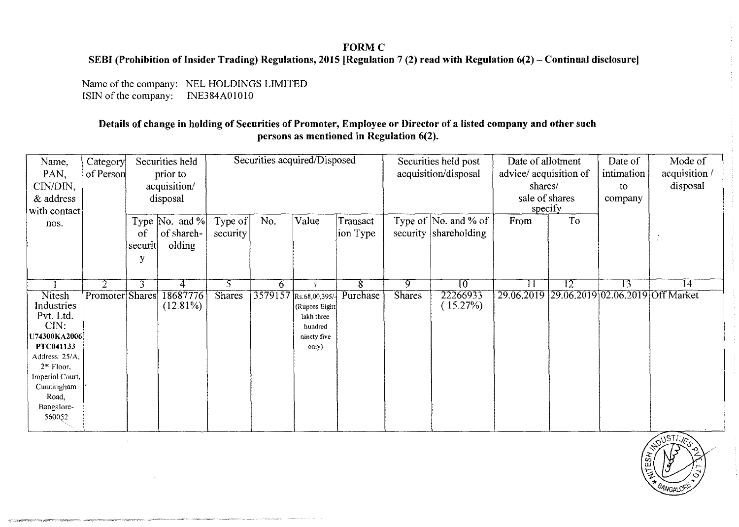**FORM C**

**SEBI (Prohibition of Insider Trading) Regulations, 2015 [Regulation 7 (2) read with Regulation 6(2) – Continual disclosure]**

Name of the company: NEL HOLDINGS LIMITED
ISIN of the company: INE384A01010

**Details of change in holding of Securities of Promoter, Employee or Director of a listed company and other such persons as mentioned in Regulation 6(2).**

| Name, PAN, CIN/DIN, & address with contact nos. | Category of Person | Securities held prior to acquisition/ disposal | | Securities acquired/Disposed | | | | Securities held post acquisition/disposal | | Date of allotment advice/ acquisition of shares/ sale of shares specify | | Date of intimation to company | Mode of acquisition / disposal |
|---|---|---|---|---|---|---|---|---|---|---|---|---|---|
| | | Type of security | No. and % of shareholding | Type of security | No. | Value | Transaction Type | Type of security | No. and % of shareholding | From | To | | |
| 1 | 2 | 3 | 4 | 5 | 6 | 7 | 8 | 9 | 10 | 11 | 12 | 13 | 14 |
| Nitesh Industries Pvt. Ltd. CIN: U74300KA2006PTC041133 Address: 25/A, 2nd Floor, Imperial Court, Cunningham Road, Bangalore-560052 | Promoter | Shares | 18687776 (12.81%) | Shares | 3579157 | Rs.68,00,395/- (Rupees Eight lakh three hundred ninety five only) | Purchase | Shares | 22266933 (15.27%) | 29.06.2019 | 29.06.2019 | 02.06.2019 | Off Market |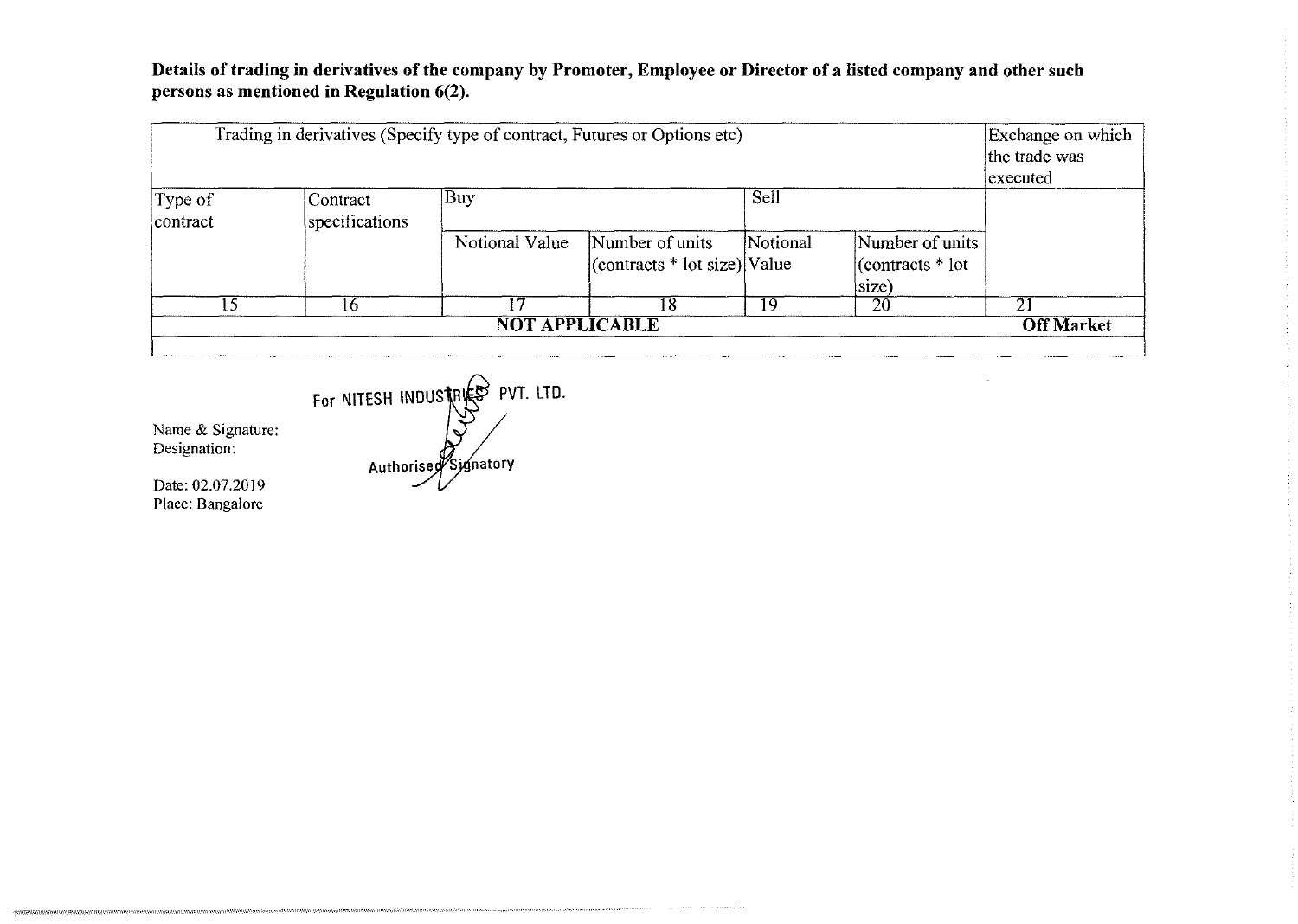**Details of trading in derivatives of the company by Promoter, Employee or Director of a listed company and other such persons as mentioned in Regulation 6(2).**

| Trading in derivatives (Specify type of contract, Futures or Options etc) | | | | | | Exchange on which the trade was executed |
|---|---|---|---|---|---|---|
| Type of contract | Contract specifications | Buy | | Sell | | |
| | | Notional Value | Number of units (contracts * lot size) | Notional Value | Number of units (contracts * lot size) | |
| 15 | 16 | 17 | 18 | 19 | 20 | 21 |
| **NOT APPLICABLE** | | | | | | **Off Market** |
| | | | | | | |

For NITESH INDUSTRIES PVT. LTD.

Authorised Signatory

Name & Signature:
Designation:

Date: 02.07.2019
Place: Bangalore